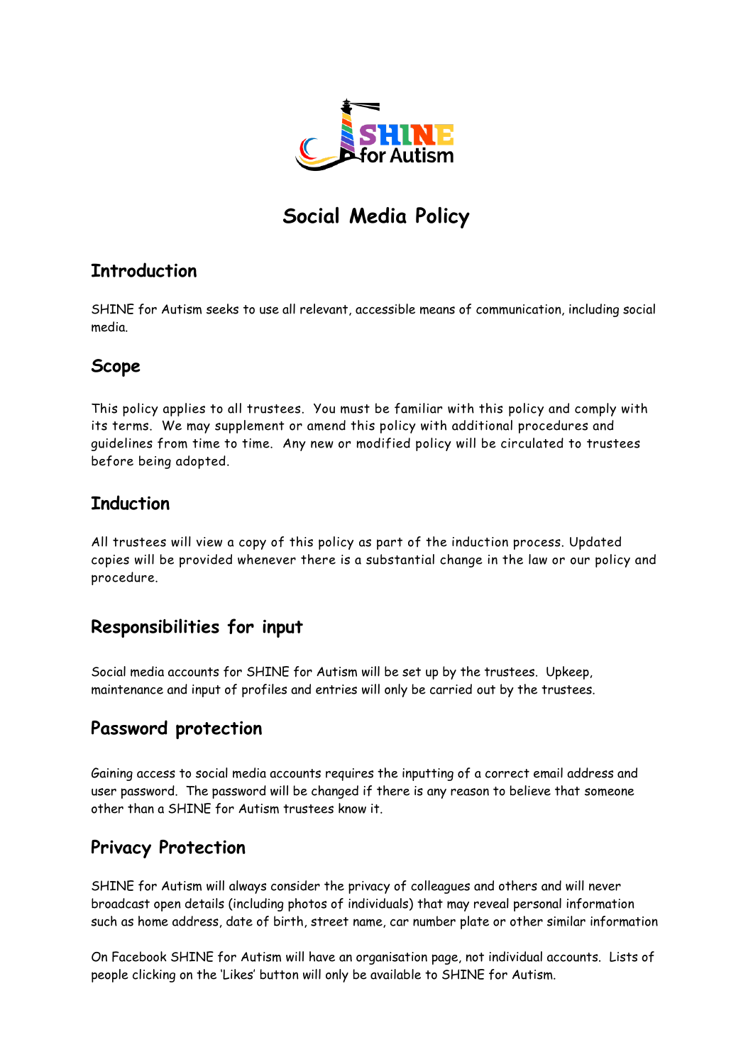# Social Media Policy

## Introduction

SHINE for Autism seeks to use all relevant, accessible means of communication, including social media.

## Scope

This policy applies to all trustees. You must be familiar with this policy and comply with its terms. We may supplement or amend this policy with additional procedures and guidelines from time to time. Any new or modified policy will be circulated to trustees before being adopted.

## Induction

All trustees will view a copy of this policy as part of the induction process. Updated copies will be provided whenever there is a substantial change in the law or our policy and procedure.

## Responsibilities for input

Social media accounts for SHINE for Autism will be set up by the trustees. Upkeep, maintenance and input of profiles and entries will only be carried out by the trustees.

## Password protection

Gaining access to social media accounts requires the inputting of a correct email address and user password. The password will be changed if there is any reason to believe that someone other than a SHINE for Autism trustees know it.

## Privacy Protection

SHINE for Autism will always consider the privacy of colleagues and others and will never broadcast open details (including photos of individuals) that may reveal personal information such as home address, date of birth, street name, car number plate or other similar information

On Facebook SHINE for Autism will have an organisation page, not individual accounts. Lists of people clicking on the 'Likes' button will only be available to SHINE for Autism.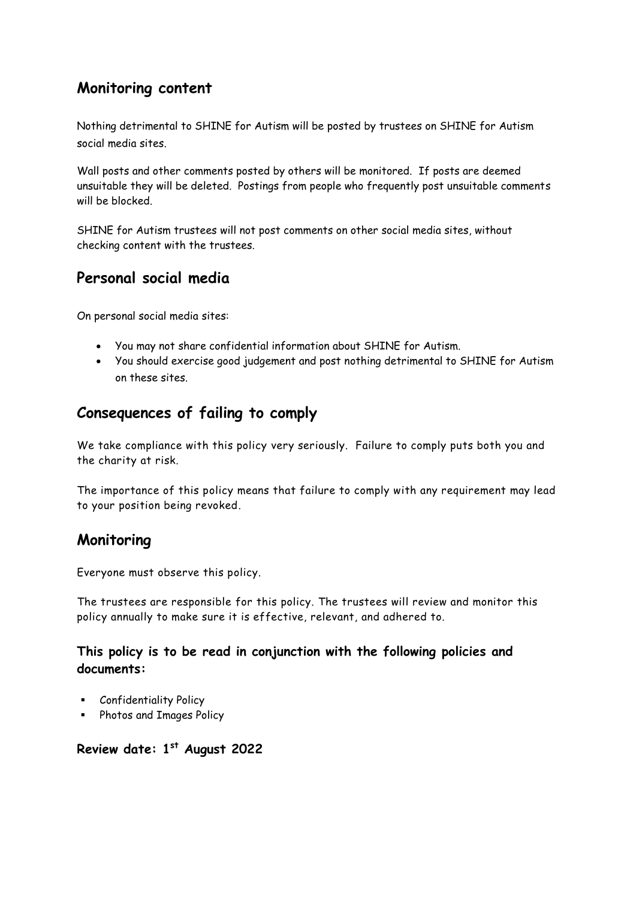## Monitoring content

Nothing detrimental to SHINE for Autism will be posted by trustees on SHINE for Autism social media sites.

Wall posts and other comments posted by others will be monitored. If posts are deemed unsuitable they will be deleted. Postings from people who frequently post unsuitable comments will be blocked.

SHINE for Autism trustees will not post comments on other social media sites, without checking content with the trustees.

## Personal social media

On personal social media sites:

- You may not share confidential information about SHINE for Autism.
- You should exercise good judgement and post nothing detrimental to SHINE for Autism on these sites.

## Consequences of failing to comply

We take compliance with this policy very seriously. Failure to comply puts both you and the charity at risk.

The importance of this policy means that failure to comply with any requirement may lead to your position being revoked.

## Monitoring

Everyone must observe this policy.

The trustees are responsible for this policy. The trustees will review and monitor this policy annually to make sure it is effective, relevant, and adhered to.

### This policy is to be read in conjunction with the following policies and documents:

- Confidentiality Policy
- Photos and Images Policy

**Review date: 1st August 2022**